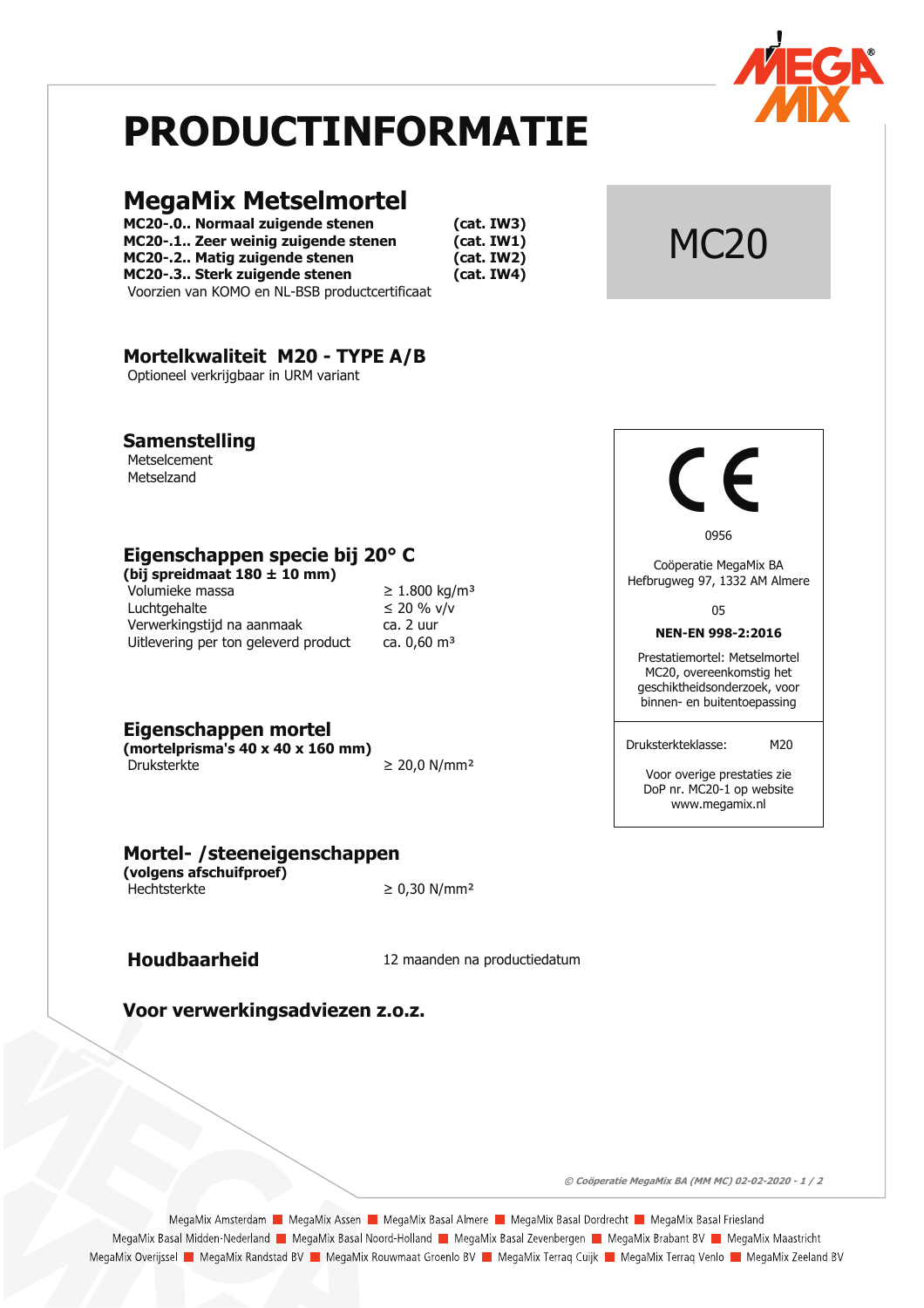# PRODUCTINFORMATIE

## MegaMix Metselmortel

**MC20-.0.. Normaal zuigende stenen** **(cat. IW3)**
**MC20-.1.. Zeer weinig zuigende stenen** **(cat. IW1)**
**MC20-.2.. Matig zuigende stenen** **(cat. IW2)**
**MC20-.3.. Sterk zuigende stenen** **(cat. IW4)**
Voorzien van KOMO en NL-BSB productcertificaat

MC20

### Mortelkwaliteit M20 - TYPE A/B

Optioneel verkrijgbaar in URM variant

### Samenstelling

Metselcement
Metselzand

### Eigenschappen specie bij 20° C

**(bij spreidmaat 180 ± 10 mm)**

| | |
|---|---|
| Volumieke massa | ≥ 1.800 kg/m³ |
| Luchtgehalte | ≤ 20 % v/v |
| Verwerkingstijd na aanmaak | ca. 2 uur |
| Uitlevering per ton geleverd product | ca. 0,60 m³ |

### Eigenschappen mortel

**(mortelprisma's 40 x 40 x 160 mm)**

| | |
|---|---|
| Druksterkte | ≥ 20,0 N/mm² |

### Mortel- /steeneigenschappen

**(volgens afschuifproef)**

| | |
|---|---|
| Hechtsterkte | ≥ 0,30 N/mm² |

**Houdbaarheid** 12 maanden na productiedatum

### Voor verwerkingsadviezen z.o.z.

CE

0956

Coöperatie MegaMix BA
Hefbrugweg 97, 1332 AM Almere

05

**NEN-EN 998-2:2016**

Prestatiemortel: Metselmortel MC20, overeenkomstig het geschiktheidsonderzoek, voor binnen- en buitentoepassing

Druksterkteklasse: M20

Voor overige prestaties zie DoP nr. MC20-1 op website www.megamix.nl

*© Coöperatie MegaMix BA (MM MC) 02-02-2020*

MegaMix Amsterdam ■ MegaMix Assen ■ MegaMix Basal Almere ■ MegaMix Basal Dordrecht ■ MegaMix Basal Friesland
MegaMix Basal Midden-Nederland ■ MegaMix Basal Noord-Holland ■ MegaMix Basal Zevenbergen ■ MegaMix Brabant BV ■ MegaMix Maastricht
MegaMix Overijssel ■ MegaMix Randstad BV ■ MegaMix Rouwmaat Groenlo BV ■ MegaMix Terraq Cuijk ■ MegaMix Terraq Venlo ■ MegaMix Zeeland BV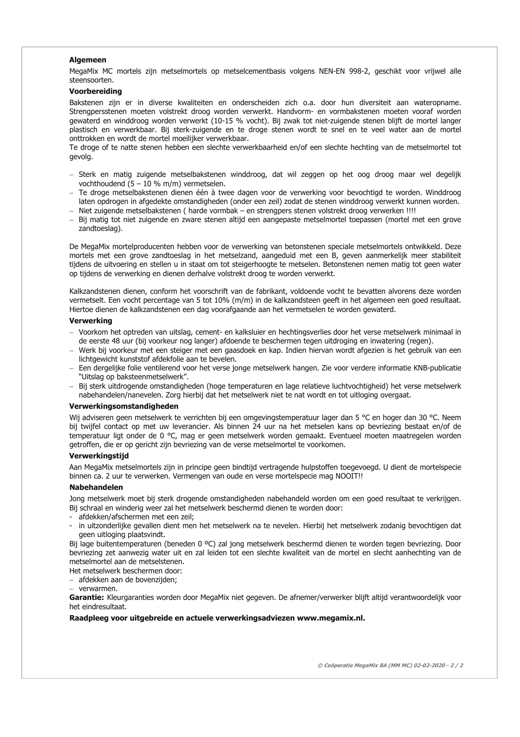**Algemeen**

MegaMix MC mortels zijn metselmortels op metselcementbasis volgens NEN-EN 998-2, geschikt voor vrijwel alle steensoorten.

**Voorbereiding**

Bakstenen zijn er in diverse kwaliteiten en onderscheiden zich o.a. door hun diversiteit aan wateropname. Strengpersstenen moeten volstrekt droog worden verwerkt. Handvorm- en vormbakstenen moeten vooraf worden gewaterd en winddroog worden verwerkt (10-15 % vocht). Bij zwak tot niet-zuigende stenen blijft de mortel langer plastisch en verwerkbaar. Bij sterk-zuigende en te droge stenen wordt te snel en te veel water aan de mortel onttrokken en wordt de mortel moeilijker verwerkbaar.

Te droge of te natte stenen hebben een slechte verwerkbaarheid en/of een slechte hechting van de metselmortel tot gevolg.

- Sterk en matig zuigende metselbakstenen winddroog, dat wil zeggen op het oog droog maar wel degelijk vochthoudend (5 – 10 % m/m) vermetselen.
- Te droge metselbakstenen dienen één à twee dagen voor de verwerking voor bevochtigd te worden. Winddroog laten opdrogen in afgedekte omstandigheden (onder een zeil) zodat de stenen winddroog verwerkt kunnen worden.
- Niet zuigende metselbakstenen ( harde vormbak – en strengpers stenen volstrekt droog verwerken !!!!
- Bij matig tot niet zuigende en zware stenen altijd een aangepaste metselmortel toepassen (mortel met een grove zandtoeslag).

De MegaMix mortelproducenten hebben voor de verwerking van betonstenen speciale metselmortels ontwikkeld. Deze mortels met een grove zandtoeslag in het metselzand, aangeduid met een B, geven aanmerkelijk meer stabiliteit tijdens de uitvoering en stellen u in staat om tot steigerhoogte te metselen. Betonstenen nemen matig tot geen water op tijdens de verwerking en dienen derhalve volstrekt droog te worden verwerkt.

Kalkzandstenen dienen, conform het voorschrift van de fabrikant, voldoende vocht te bevatten alvorens deze worden vermetseld. Een vocht percentage van 5 tot 10% (m/m) in de kalkzandsteen geeft in het algemeen een goed resultaat. Hiertoe dienen de kalkzandstenen een dag voorafgaande aan het vermetselen te worden gewaterd.

**Verwerking**

- Voorkom het optreden van uitslag, cement- en kalksluier en hechtingsverlies door het verse metselwerk minimaal in de eerste 48 uur (bij voorkeur nog langer) afdoende te beschermen tegen uitdroging en inwatering (regen).
- Werk bij voorkeur met een steiger met een gaasdoek en kap. Indien hiervan wordt afgezien is het gebruik van een lichtgewicht kunststof afdekfolie aan te bevelen.
- Een dergelijke folie ventilerend voor het verse jonge metselwerk hangen. Zie voor verdere informatie KNB-publicatie "Uitslag op baksteenmetselwerk".
- Bij sterk uitdrogende omstandigheden (hoge temperaturen en lage relatieve luchtvochtigheid) het verse metselwerk nabehandelen/nanevelen. Zorg hierbij dat het metselwerk niet te nat wordt en tot uitloging overgaat.

**Verwerkingsomstandigheden**

Wij adviseren geen metselwerk te verrichten bij een omgevingstemperatuur lager dan 5 °C en hoger dan 30 °C. Neem bij twijfel contact op met uw leverancier. Als binnen 24 uur na het metselen kans op bevriezing bestaat en/of de temperatuur ligt onder de 0 °C, mag er geen metselwerk worden gemaakt. Eventueel moeten maatregelen worden getroffen, die er op gericht zijn bevriezing van de verse metselmortel te voorkomen.

**Verwerkingstijd**

Aan MegaMix metselmortels zijn in principe geen bindtijd vertragende hulpstoffen toegevoegd. U dient de mortelspecie binnen ca. 2 uur te verwerken. Vermengen van oude en verse mortelspecie mag NOOIT!!

**Nabehandelen**

Jong metselwerk moet bij sterk drogende omstandigheden nabehandeld worden om een goed resultaat te verkrijgen. Bij schraal en winderig weer zal het metselwerk beschermd dienen te worden door:

- afdekken/afschermen met een zeil;
- in uitzonderlijke gevallen dient men het metselwerk na te nevelen. Hierbij het metselwerk zodanig bevochtigen dat geen uitloging plaatsvindt.

Bij lage buitentemperaturen (beneden 0 ºC) zal jong metselwerk beschermd dienen te worden tegen bevriezing. Door bevriezing zet aanwezig water uit en zal leiden tot een slechte kwaliteit van de mortel en slecht aanhechting van de metselmortel aan de metselstenen.

Het metselwerk beschermen door:

- afdekken aan de bovenzijden;
- verwarmen.

**Garantie:** Kleurgaranties worden door MegaMix niet gegeven. De afnemer/verwerker blijft altijd verantwoordelijk voor het eindresultaat.

**Raadpleeg voor uitgebreide en actuele verwerkingsadviezen www.megamix.nl.**